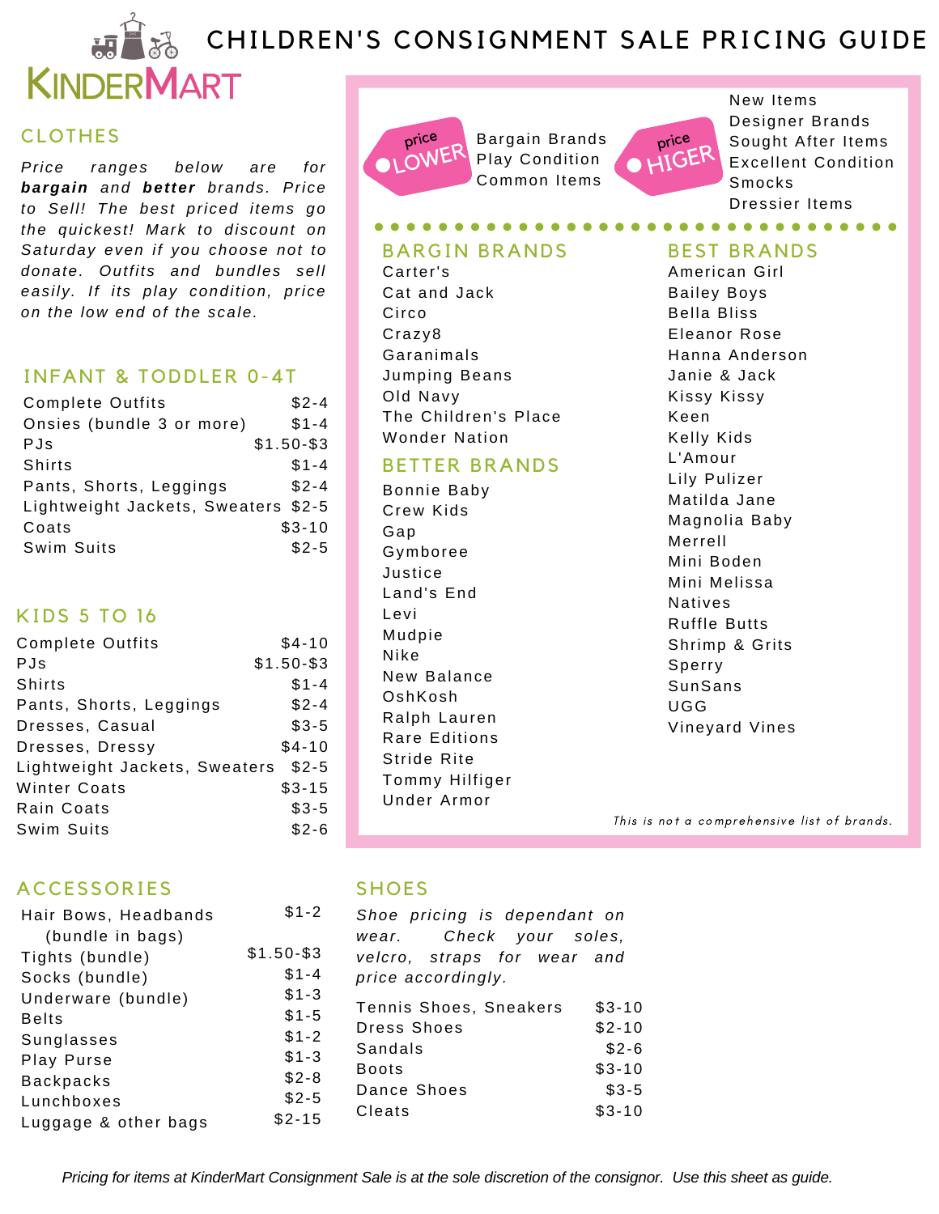# CHILDREN'S CONSIGNMENT SALE PRICING GUIDE

KinderMart

## CLOTHES

*Price ranges below are for **bargain** and **better** brands. Price to Sell! The best priced items go the quickest! Mark to discount on Saturday even if you choose not to donate. Outfits and bundles sell easily. If its play condition, price on the low end of the scale.*

### INFANT & TODDLER 0-4T

| Item | Price |
|---|---|
| Complete Outfits | $2-4 |
| Onsies (bundle 3 or more) | $1-4 |
| PJs | $1.50-$3 |
| Shirts | $1-4 |
| Pants, Shorts, Leggings | $2-4 |
| Lightweight Jackets, Sweaters | $2-5 |
| Coats | $3-10 |
| Swim Suits | $2-5 |

### KIDS 5 TO 16

| Item | Price |
|---|---|
| Complete Outfits | $4-10 |
| PJs | $1.50-$3 |
| Shirts | $1-4 |
| Pants, Shorts, Leggings | $2-4 |
| Dresses, Casual | $3-5 |
| Dresses, Dressy | $4-10 |
| Lightweight Jackets, Sweaters | $2-5 |
| Winter Coats | $3-15 |
| Rain Coats | $3-5 |
| Swim Suits | $2-6 |

**price LOWER**
- Bargain Brands
- Play Condition
- Common Items

**price HIGER**
- New Items
- Designer Brands
- Sought After Items
- Excellent Condition
- Smocks
- Dressier Items

### BARGIN BRANDS

Carter's
Cat and Jack
Circo
Crazy8
Garanimals
Jumping Beans
Old Navy
The Children's Place
Wonder Nation

### BETTER BRANDS

Bonnie Baby
Crew Kids
Gap
Gymboree
Justice
Land's End
Levi
Mudpie
Nike
New Balance
OshKosh
Ralph Lauren
Rare Editions
Stride Rite
Tommy Hilfiger
Under Armor

### BEST BRANDS

American Girl
Bailey Boys
Bella Bliss
Eleanor Rose
Hanna Anderson
Janie & Jack
Kissy Kissy
Keen
Kelly Kids
L'Amour
Lily Pulizer
Matilda Jane
Magnolia Baby
Merrell
Mini Boden
Mini Melissa
Natives
Ruffle Butts
Shrimp & Grits
Sperry
SunSans
UGG
Vineyard Vines

*This is not a comprehensive list of brands.*

## ACCESSORIES

| Item | Price |
|---|---|
| Hair Bows, Headbands (bundle in bags) | $1-2 |
| Tights (bundle) | $1.50-$3 |
| Socks (bundle) | $1-4 |
| Underware (bundle) | $1-3 |
| Belts | $1-5 |
| Sunglasses | $1-2 |
| Play Purse | $1-3 |
| Backpacks | $2-8 |
| Lunchboxes | $2-5 |
| Luggage & other bags | $2-15 |

## SHOES

*Shoe pricing is dependant on wear. Check your soles, velcro, straps for wear and price accordingly.*

| Item | Price |
|---|---|
| Tennis Shoes, Sneakers | $3-10 |
| Dress Shoes | $2-10 |
| Sandals | $2-6 |
| Boots | $3-10 |
| Dance Shoes | $3-5 |
| Cleats | $3-10 |

*Pricing for items at KinderMart Consignment Sale is at the sole discretion of the consignor. Use this sheet as guide.*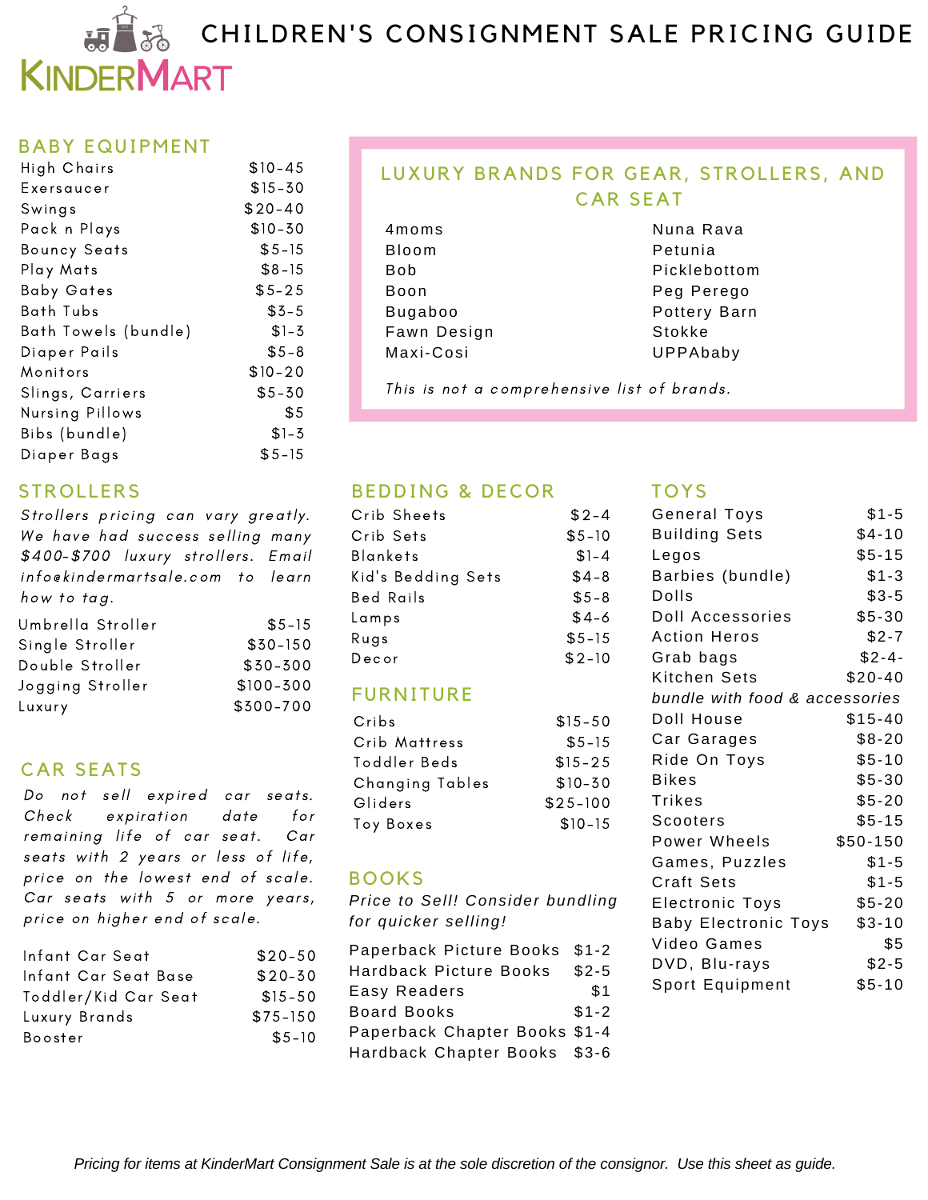# KinderMart

# CHILDREN'S CONSIGNMENT SALE PRICING GUIDE

## BABY EQUIPMENT

| | |
|---|---|
| High Chairs | $10-45 |
| Exersaucer | $15-30 |
| Swings | $20-40 |
| Pack n Plays | $10-30 |
| Bouncy Seats | $5-15 |
| Play Mats | $8-15 |
| Baby Gates | $5-25 |
| Bath Tubs | $3-5 |
| Bath Towels (bundle) | $1-3 |
| Diaper Pails | $5-8 |
| Monitors | $10-20 |
| Slings, Carriers | $5-30 |
| Nursing Pillows | $5 |
| Bibs (bundle) | $1-3 |
| Diaper Bags | $5-15 |

## LUXURY BRANDS FOR GEAR, STROLLERS, AND CAR SEAT

- 4moms
- Bloom
- Bob
- Boon
- Bugaboo
- Fawn Design
- Maxi-Cosi
- Nuna Rava
- Petunia
- Picklebottom
- Peg Perego
- Pottery Barn
- Stokke
- UPPAbaby

*This is not a comprehensive list of brands.*

## STROLLERS

*Strollers pricing can vary greatly. We have had success selling many $400-$700 luxury strollers. Email info@kindermartsale.com to learn how to tag.*

| | |
|---|---|
| Umbrella Stroller | $5-15 |
| Single Stroller | $30-150 |
| Double Stroller | $30-300 |
| Jogging Stroller | $100-300 |
| Luxury | $300-700 |

## CAR SEATS

*Do not sell expired car seats. Check expiration date for remaining life of car seat. Car seats with 2 years or less of life, price on the lowest end of scale. Car seats with 5 or more years, price on higher end of scale.*

| | |
|---|---|
| Infant Car Seat | $20-50 |
| Infant Car Seat Base | $20-30 |
| Toddler/Kid Car Seat | $15-50 |
| Luxury Brands | $75-150 |
| Booster | $5-10 |

## BEDDING & DECOR

| | |
|---|---|
| Crib Sheets | $2-4 |
| Crib Sets | $5-10 |
| Blankets | $1-4 |
| Kid's Bedding Sets | $4-8 |
| Bed Rails | $5-8 |
| Lamps | $4-6 |
| Rugs | $5-15 |
| Decor | $2-10 |

## FURNITURE

| | |
|---|---|
| Cribs | $15-50 |
| Crib Mattress | $5-15 |
| Toddler Beds | $15-25 |
| Changing Tables | $10-30 |
| Gliders | $25-100 |
| Toy Boxes | $10-15 |

## BOOKS

*Price to Sell! Consider bundling for quicker selling!*

| | |
|---|---|
| Paperback Picture Books | $1-2 |
| Hardback Picture Books | $2-5 |
| Easy Readers | $1 |
| Board Books | $1-2 |
| Paperback Chapter Books | $1-4 |
| Hardback Chapter Books | $3-6 |

## TOYS

| | |
|---|---|
| General Toys | $1-5 |
| Building Sets | $4-10 |
| Legos | $5-15 |
| Barbies (bundle) | $1-3 |
| Dolls | $3-5 |
| Doll Accessories | $5-30 |
| Action Heros | $2-7 |
| Grab bags | $2-4- |
| Kitchen Sets *bundle with food & accessories* | $20-40 |
| Doll House | $15-40 |
| Car Garages | $8-20 |
| Ride On Toys | $5-10 |
| Bikes | $5-30 |
| Trikes | $5-20 |
| Scooters | $5-15 |
| Power Wheels | $50-150 |
| Games, Puzzles | $1-5 |
| Craft Sets | $1-5 |
| Electronic Toys | $5-20 |
| Baby Electronic Toys | $3-10 |
| Video Games | $5 |
| DVD, Blu-rays | $2-5 |
| Sport Equipment | $5-10 |

*Pricing for items at KinderMart Consignment Sale is at the sole discretion of the consignor. Use this sheet as guide.*